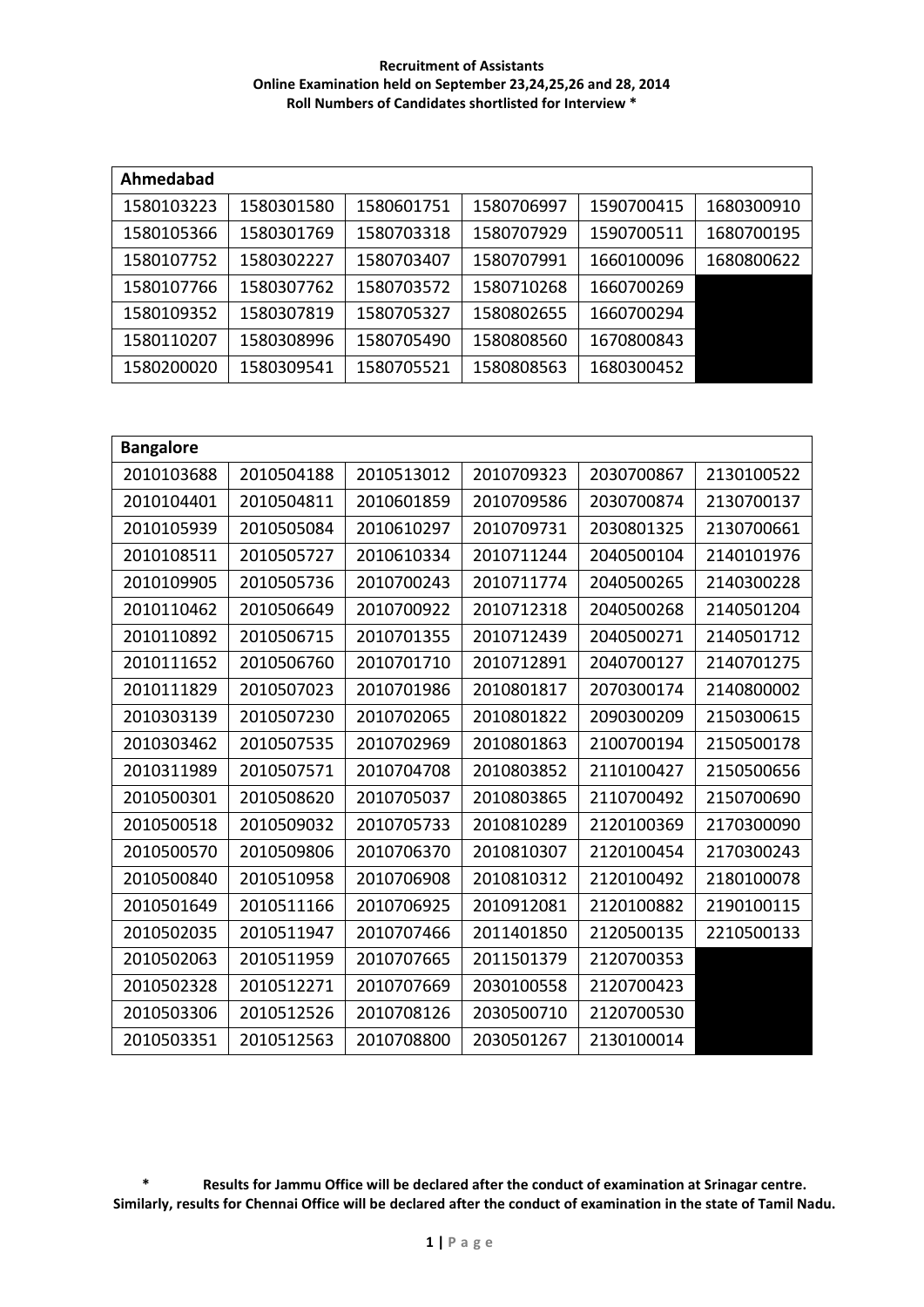**Recruitment of Assistants**
**Online Examination held on September 23,24,25,26 and 28, 2014**
**Roll Numbers of Candidates shortlisted for Interview ***

| **Ahmedabad** | | | | | |
|---|---|---|---|---|---|
| 1580103223 | 1580301580 | 1580601751 | 1580706997 | 1590700415 | 1680300910 |
| 1580105366 | 1580301769 | 1580703318 | 1580707929 | 1590700511 | 1680700195 |
| 1580107752 | 1580302227 | 1580703407 | 1580707991 | 1660100096 | 1680800622 |
| 1580107766 | 1580307762 | 1580703572 | 1580710268 | 1660700269 | |
| 1580109352 | 1580307819 | 1580705327 | 1580802655 | 1660700294 | |
| 1580110207 | 1580308996 | 1580705490 | 1580808560 | 1670800843 | |
| 1580200020 | 1580309541 | 1580705521 | 1580808563 | 1680300452 | |

| **Bangalore** | | | | | |
|---|---|---|---|---|---|
| 2010103688 | 2010504188 | 2010513012 | 2010709323 | 2030700867 | 2130100522 |
| 2010104401 | 2010504811 | 2010601859 | 2010709586 | 2030700874 | 2130700137 |
| 2010105939 | 2010505084 | 2010610297 | 2010709731 | 2030801325 | 2130700661 |
| 2010108511 | 2010505727 | 2010610334 | 2010711244 | 2040500104 | 2140101976 |
| 2010109905 | 2010505736 | 2010700243 | 2010711774 | 2040500265 | 2140300228 |
| 2010110462 | 2010506649 | 2010700922 | 2010712318 | 2040500268 | 2140501204 |
| 2010110892 | 2010506715 | 2010701355 | 2010712439 | 2040500271 | 2140501712 |
| 2010111652 | 2010506760 | 2010701710 | 2010712891 | 2040700127 | 2140701275 |
| 2010111829 | 2010507023 | 2010701986 | 2010801817 | 2070300174 | 2140800002 |
| 2010303139 | 2010507230 | 2010702065 | 2010801822 | 2090300209 | 2150300615 |
| 2010303462 | 2010507535 | 2010702969 | 2010801863 | 2100700194 | 2150500178 |
| 2010311989 | 2010507571 | 2010704708 | 2010803852 | 2110100427 | 2150500656 |
| 2010500301 | 2010508620 | 2010705037 | 2010803865 | 2110700492 | 2150700690 |
| 2010500518 | 2010509032 | 2010705733 | 2010810289 | 2120100369 | 2170300090 |
| 2010500570 | 2010509806 | 2010706370 | 2010810307 | 2120100454 | 2170300243 |
| 2010500840 | 2010510958 | 2010706908 | 2010810312 | 2120100492 | 2180100078 |
| 2010501649 | 2010511166 | 2010706925 | 2010912081 | 2120100882 | 2190100115 |
| 2010502035 | 2010511947 | 2010707466 | 2011401850 | 2120500135 | 2210500133 |
| 2010502063 | 2010511959 | 2010707665 | 2011501379 | 2120700353 | |
| 2010502328 | 2010512271 | 2010707669 | 2030100558 | 2120700423 | |
| 2010503306 | 2010512526 | 2010708126 | 2030500710 | 2120700530 | |
| 2010503351 | 2010512563 | 2010708800 | 2030501267 | 2130100014 | |

**\* Results for Jammu Office will be declared after the conduct of examination at Srinagar centre. Similarly, results for Chennai Office will be declared after the conduct of examination in the state of Tamil Nadu.**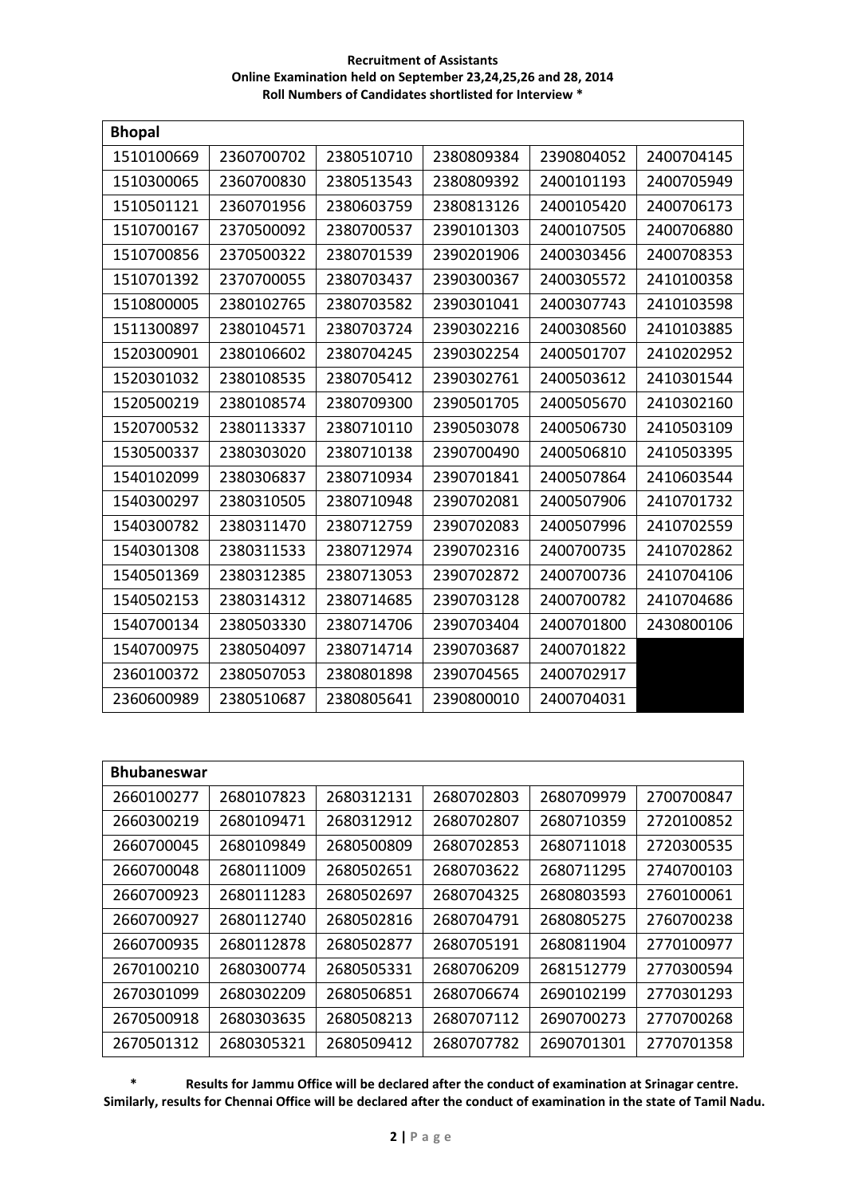**Recruitment of Assistants**
**Online Examination held on September 23,24,25,26 and 28, 2014**
**Roll Numbers of Candidates shortlisted for Interview \***

| Bhopal | | | | | |
|---|---|---|---|---|---|
| 1510100669 | 2360700702 | 2380510710 | 2380809384 | 2390804052 | 2400704145 |
| 1510300065 | 2360700830 | 2380513543 | 2380809392 | 2400101193 | 2400705949 |
| 1510501121 | 2360701956 | 2380603759 | 2380813126 | 2400105420 | 2400706173 |
| 1510700167 | 2370500092 | 2380700537 | 2390101303 | 2400107505 | 2400706880 |
| 1510700856 | 2370500322 | 2380701539 | 2390201906 | 2400303456 | 2400708353 |
| 1510701392 | 2370700055 | 2380703437 | 2390300367 | 2400305572 | 2410100358 |
| 1510800005 | 2380102765 | 2380703582 | 2390301041 | 2400307743 | 2410103598 |
| 1511300897 | 2380104571 | 2380703724 | 2390302216 | 2400308560 | 2410103885 |
| 1520300901 | 2380106602 | 2380704245 | 2390302254 | 2400501707 | 2410202952 |
| 1520301032 | 2380108535 | 2380705412 | 2390302761 | 2400503612 | 2410301544 |
| 1520500219 | 2380108574 | 2380709300 | 2390501705 | 2400505670 | 2410302160 |
| 1520700532 | 2380113337 | 2380710110 | 2390503078 | 2400506730 | 2410503109 |
| 1530500337 | 2380303020 | 2380710138 | 2390700490 | 2400506810 | 2410503395 |
| 1540102099 | 2380306837 | 2380710934 | 2390701841 | 2400507864 | 2410603544 |
| 1540300297 | 2380310505 | 2380710948 | 2390702081 | 2400507906 | 2410701732 |
| 1540300782 | 2380311470 | 2380712759 | 2390702083 | 2400507996 | 2410702559 |
| 1540301308 | 2380311533 | 2380712974 | 2390702316 | 2400700735 | 2410702862 |
| 1540501369 | 2380312385 | 2380713053 | 2390702872 | 2400700736 | 2410704106 |
| 1540502153 | 2380314312 | 2380714685 | 2390703128 | 2400700782 | 2410704686 |
| 1540700134 | 2380503330 | 2380714706 | 2390703404 | 2400701800 | 2430800106 |
| 1540700975 | 2380504097 | 2380714714 | 2390703687 | 2400701822 | |
| 2360100372 | 2380507053 | 2380801898 | 2390704565 | 2400702917 | |
| 2360600989 | 2380510687 | 2380805641 | 2390800010 | 2400704031 | |

| Bhubaneswar | | | | | |
|---|---|---|---|---|---|
| 2660100277 | 2680107823 | 2680312131 | 2680702803 | 2680709979 | 2700700847 |
| 2660300219 | 2680109471 | 2680312912 | 2680702807 | 2680710359 | 2720100852 |
| 2660700045 | 2680109849 | 2680500809 | 2680702853 | 2680711018 | 2720300535 |
| 2660700048 | 2680111009 | 2680502651 | 2680703622 | 2680711295 | 2740700103 |
| 2660700923 | 2680111283 | 2680502697 | 2680704325 | 2680803593 | 2760100061 |
| 2660700927 | 2680112740 | 2680502816 | 2680704791 | 2680805275 | 2760700238 |
| 2660700935 | 2680112878 | 2680502877 | 2680705191 | 2680811904 | 2770100977 |
| 2670100210 | 2680300774 | 2680505331 | 2680706209 | 2681512779 | 2770300594 |
| 2670301099 | 2680302209 | 2680506851 | 2680706674 | 2690102199 | 2770301293 |
| 2670500918 | 2680303635 | 2680508213 | 2680707112 | 2690700273 | 2770700268 |
| 2670501312 | 2680305321 | 2680509412 | 2680707782 | 2690701301 | 2770701358 |

**\* Results for Jammu Office will be declared after the conduct of examination at Srinagar centre. Similarly, results for Chennai Office will be declared after the conduct of examination in the state of Tamil Nadu.**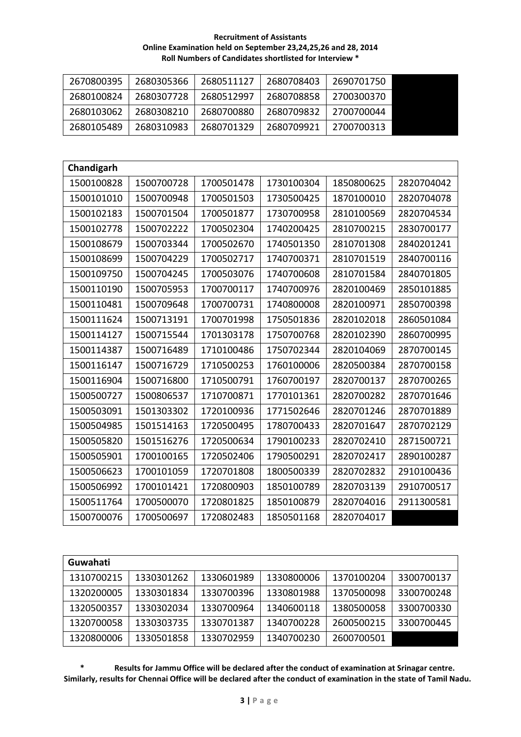**Recruitment of Assistants**
**Online Examination held on September 23,24,25,26 and 28, 2014**
**Roll Numbers of Candidates shortlisted for Interview ***

| | | | | | |
|---|---|---|---|---|---|
| 2670800395 | 2680305366 | 2680511127 | 2680708403 | 2690701750 | |
| 2680100824 | 2680307728 | 2680512997 | 2680708858 | 2700300370 | |
| 2680103062 | 2680308210 | 2680700880 | 2680709832 | 2700700044 | |
| 2680105489 | 2680310983 | 2680701329 | 2680709921 | 2700700313 | |

| Chandigarh | | | | | |
|---|---|---|---|---|---|
| 1500100828 | 1500700728 | 1700501478 | 1730100304 | 1850800625 | 2820704042 |
| 1500101010 | 1500700948 | 1700501503 | 1730500425 | 1870100010 | 2820704078 |
| 1500102183 | 1500701504 | 1700501877 | 1730700958 | 2810100569 | 2820704534 |
| 1500102778 | 1500702222 | 1700502304 | 1740200425 | 2810700215 | 2830700177 |
| 1500108679 | 1500703344 | 1700502670 | 1740501350 | 2810701308 | 2840201241 |
| 1500108699 | 1500704229 | 1700502717 | 1740700371 | 2810701519 | 2840700116 |
| 1500109750 | 1500704245 | 1700503076 | 1740700608 | 2810701584 | 2840701805 |
| 1500110190 | 1500705953 | 1700700117 | 1740700976 | 2820100469 | 2850101885 |
| 1500110481 | 1500709648 | 1700700731 | 1740800008 | 2820100971 | 2850700398 |
| 1500111624 | 1500713191 | 1700701998 | 1750501836 | 2820102018 | 2860501084 |
| 1500114127 | 1500715544 | 1701303178 | 1750700768 | 2820102390 | 2860700995 |
| 1500114387 | 1500716489 | 1710100486 | 1750702344 | 2820104069 | 2870700145 |
| 1500116147 | 1500716729 | 1710500253 | 1760100006 | 2820500384 | 2870700158 |
| 1500116904 | 1500716800 | 1710500791 | 1760700197 | 2820700137 | 2870700265 |
| 1500500727 | 1500806537 | 1710700871 | 1770101361 | 2820700282 | 2870701646 |
| 1500503091 | 1501303302 | 1720100936 | 1771502646 | 2820701246 | 2870701889 |
| 1500504985 | 1501514163 | 1720500495 | 1780700433 | 2820701647 | 2870702129 |
| 1500505820 | 1501516276 | 1720500634 | 1790100233 | 2820702410 | 2871500721 |
| 1500505901 | 1700100165 | 1720502406 | 1790500291 | 2820702417 | 2890100287 |
| 1500506623 | 1700101059 | 1720701808 | 1800500339 | 2820702832 | 2910100436 |
| 1500506992 | 1700101421 | 1720800903 | 1850100789 | 2820703139 | 2910700517 |
| 1500511764 | 1700500070 | 1720801825 | 1850100879 | 2820704016 | 2911300581 |
| 1500700076 | 1700500697 | 1720802483 | 1850501168 | 2820704017 | |

| Guwahati | | | | | |
|---|---|---|---|---|---|
| 1310700215 | 1330301262 | 1330601989 | 1330800006 | 1370100204 | 3300700137 |
| 1320200005 | 1330301834 | 1330700396 | 1330801988 | 1370500098 | 3300700248 |
| 1320500357 | 1330302034 | 1330700964 | 1340600118 | 1380500058 | 3300700330 |
| 1320700058 | 1330303735 | 1330701387 | 1340700228 | 2600500215 | 3300700445 |
| 1320800006 | 1330501858 | 1330702959 | 1340700230 | 2600700501 | |

**\* Results for Jammu Office will be declared after the conduct of examination at Srinagar centre. Similarly, results for Chennai Office will be declared after the conduct of examination in the state of Tamil Nadu.**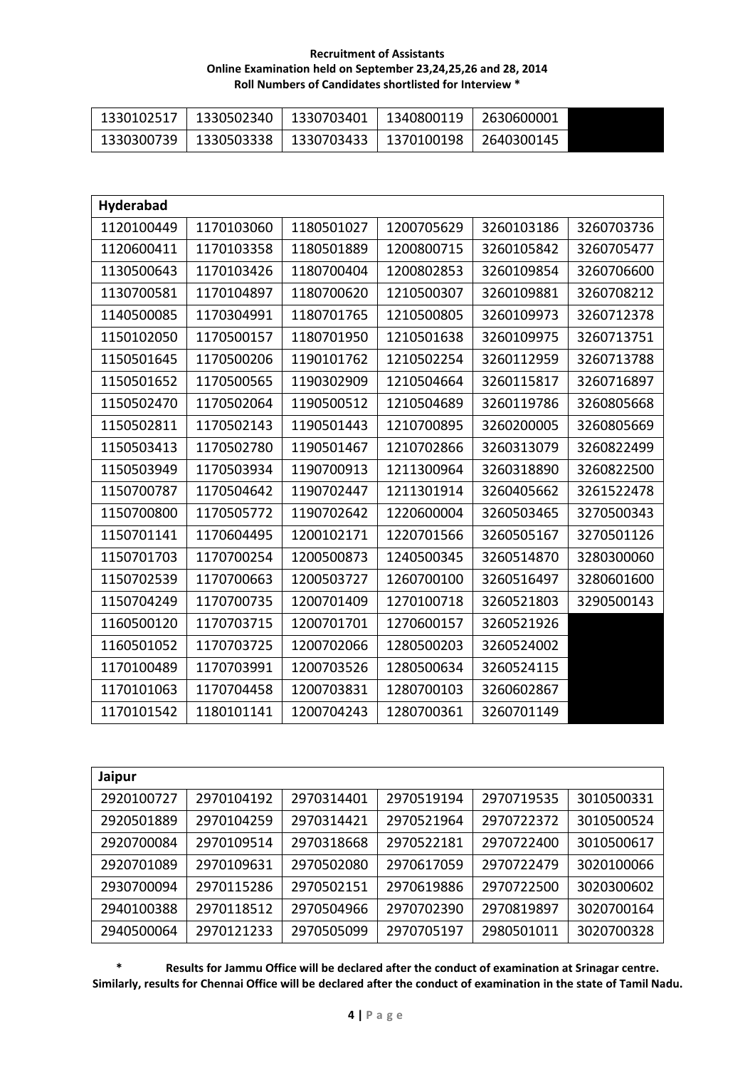**Recruitment of Assistants**
**Online Examination held on September 23,24,25,26 and 28, 2014**
**Roll Numbers of Candidates shortlisted for Interview ***

| | | | | | |
|---|---|---|---|---|---|
| 1330102517 | 1330502340 | 1330703401 | 1340800119 | 2630600001 | |
| 1330300739 | 1330503338 | 1330703433 | 1370100198 | 2640300145 | |

| **Hyderabad** | | | | | |
|---|---|---|---|---|---|
| 1120100449 | 1170103060 | 1180501027 | 1200705629 | 3260103186 | 3260703736 |
| 1120600411 | 1170103358 | 1180501889 | 1200800715 | 3260105842 | 3260705477 |
| 1130500643 | 1170103426 | 1180700404 | 1200802853 | 3260109854 | 3260706600 |
| 1130700581 | 1170104897 | 1180700620 | 1210500307 | 3260109881 | 3260708212 |
| 1140500085 | 1170304991 | 1180701765 | 1210500805 | 3260109973 | 3260712378 |
| 1150102050 | 1170500157 | 1180701950 | 1210501638 | 3260109975 | 3260713751 |
| 1150501645 | 1170500206 | 1190101762 | 1210502254 | 3260112959 | 3260713788 |
| 1150501652 | 1170500565 | 1190302909 | 1210504664 | 3260115817 | 3260716897 |
| 1150502470 | 1170502064 | 1190500512 | 1210504689 | 3260119786 | 3260805668 |
| 1150502811 | 1170502143 | 1190501443 | 1210700895 | 3260200005 | 3260805669 |
| 1150503413 | 1170502780 | 1190501467 | 1210702866 | 3260313079 | 3260822499 |
| 1150503949 | 1170503934 | 1190700913 | 1211300964 | 3260318890 | 3260822500 |
| 1150700787 | 1170504642 | 1190702447 | 1211301914 | 3260405662 | 3261522478 |
| 1150700800 | 1170505772 | 1190702642 | 1220600004 | 3260503465 | 3270500343 |
| 1150701141 | 1170604495 | 1200102171 | 1220701566 | 3260505167 | 3270501126 |
| 1150701703 | 1170700254 | 1200500873 | 1240500345 | 3260514870 | 3280300060 |
| 1150702539 | 1170700663 | 1200503727 | 1260700100 | 3260516497 | 3280601600 |
| 1150704249 | 1170700735 | 1200701409 | 1270100718 | 3260521803 | 3290500143 |
| 1160500120 | 1170703715 | 1200701701 | 1270600157 | 3260521926 | |
| 1160501052 | 1170703725 | 1200702066 | 1280500203 | 3260524002 | |
| 1170100489 | 1170703991 | 1200703526 | 1280500634 | 3260524115 | |
| 1170101063 | 1170704458 | 1200703831 | 1280700103 | 3260602867 | |
| 1170101542 | 1180101141 | 1200704243 | 1280700361 | 3260701149 | |

| **Jaipur** | | | | | |
|---|---|---|---|---|---|
| 2920100727 | 2970104192 | 2970314401 | 2970519194 | 2970719535 | 3010500331 |
| 2920501889 | 2970104259 | 2970314421 | 2970521964 | 2970722372 | 3010500524 |
| 2920700084 | 2970109514 | 2970318668 | 2970522181 | 2970722400 | 3010500617 |
| 2920701089 | 2970109631 | 2970502080 | 2970617059 | 2970722479 | 3020100066 |
| 2930700094 | 2970115286 | 2970502151 | 2970619886 | 2970722500 | 3020300602 |
| 2940100388 | 2970118512 | 2970504966 | 2970702390 | 2970819897 | 3020700164 |
| 2940500064 | 2970121233 | 2970505099 | 2970705197 | 2980501011 | 3020700328 |

**\* Results for Jammu Office will be declared after the conduct of examination at Srinagar centre. Similarly, results for Chennai Office will be declared after the conduct of examination in the state of Tamil Nadu.**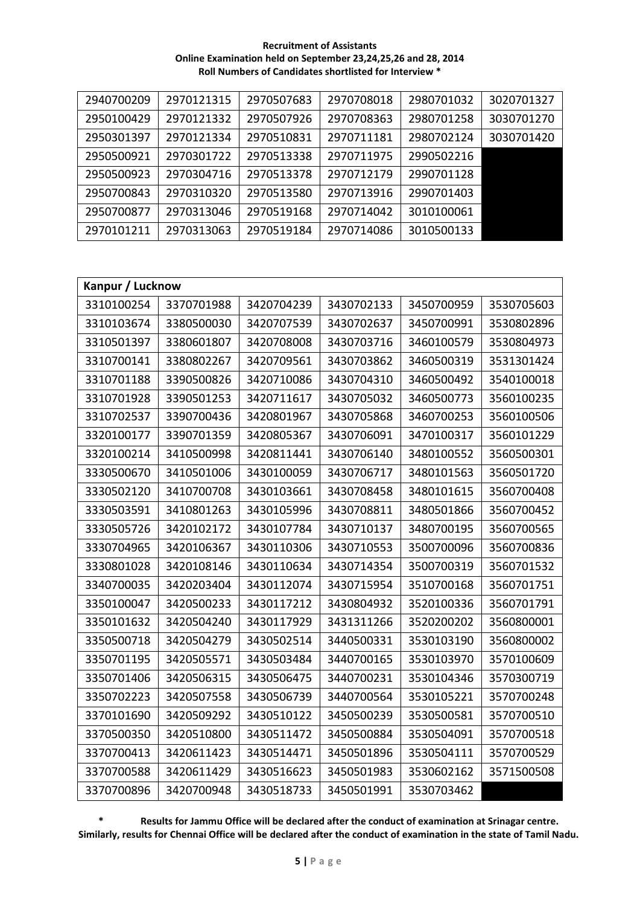**Recruitment of Assistants**
**Online Examination held on September 23,24,25,26 and 28, 2014**
**Roll Numbers of Candidates shortlisted for Interview ***

| | | | | | |
|---|---|---|---|---|---|
| 2940700209 | 2970121315 | 2970507683 | 2970708018 | 2980701032 | 3020701327 |
| 2950100429 | 2970121332 | 2970507926 | 2970708363 | 2980701258 | 3030701270 |
| 2950301397 | 2970121334 | 2970510831 | 2970711181 | 2980702124 | 3030701420 |
| 2950500921 | 2970301722 | 2970513338 | 2970711975 | 2990502216 | |
| 2950500923 | 2970304716 | 2970513378 | 2970712179 | 2990701128 | |
| 2950700843 | 2970310320 | 2970513580 | 2970713916 | 2990701403 | |
| 2950700877 | 2970313046 | 2970519168 | 2970714042 | 3010100061 | |
| 2970101211 | 2970313063 | 2970519184 | 2970714086 | 3010500133 | |

| Kanpur / Lucknow | | | | | |
|---|---|---|---|---|---|
| 3310100254 | 3370701988 | 3420704239 | 3430702133 | 3450700959 | 3530705603 |
| 3310103674 | 3380500030 | 3420707539 | 3430702637 | 3450700991 | 3530802896 |
| 3310501397 | 3380601807 | 3420708008 | 3430703716 | 3460100579 | 3530804973 |
| 3310700141 | 3380802267 | 3420709561 | 3430703862 | 3460500319 | 3531301424 |
| 3310701188 | 3390500826 | 3420710086 | 3430704310 | 3460500492 | 3540100018 |
| 3310701928 | 3390501253 | 3420711617 | 3430705032 | 3460500773 | 3560100235 |
| 3310702537 | 3390700436 | 3420801967 | 3430705868 | 3460700253 | 3560100506 |
| 3320100177 | 3390701359 | 3420805367 | 3430706091 | 3470100317 | 3560101229 |
| 3320100214 | 3410500998 | 3420811441 | 3430706140 | 3480100552 | 3560500301 |
| 3330500670 | 3410501006 | 3430100059 | 3430706717 | 3480101563 | 3560501720 |
| 3330502120 | 3410700708 | 3430103661 | 3430708458 | 3480101615 | 3560700408 |
| 3330503591 | 3410801263 | 3430105996 | 3430708811 | 3480501866 | 3560700452 |
| 3330505726 | 3420102172 | 3430107784 | 3430710137 | 3480700195 | 3560700565 |
| 3330704965 | 3420106367 | 3430110306 | 3430710553 | 3500700096 | 3560700836 |
| 3330801028 | 3420108146 | 3430110634 | 3430714354 | 3500700319 | 3560701532 |
| 3340700035 | 3420203404 | 3430112074 | 3430715954 | 3510700168 | 3560701751 |
| 3350100047 | 3420500233 | 3430117212 | 3430804932 | 3520100336 | 3560701791 |
| 3350101632 | 3420504240 | 3430117929 | 3431311266 | 3520200202 | 3560800001 |
| 3350500718 | 3420504279 | 3430502514 | 3440500331 | 3530103190 | 3560800002 |
| 3350701195 | 3420505571 | 3430503484 | 3440700165 | 3530103970 | 3570100609 |
| 3350701406 | 3420506315 | 3430506475 | 3440700231 | 3530104346 | 3570300719 |
| 3350702223 | 3420507558 | 3430506739 | 3440700564 | 3530105221 | 3570700248 |
| 3370101690 | 3420509292 | 3430510122 | 3450500239 | 3530500581 | 3570700510 |
| 3370500350 | 3420510800 | 3430511472 | 3450500884 | 3530504091 | 3570700518 |
| 3370700413 | 3420611423 | 3430514471 | 3450501896 | 3530504111 | 3570700529 |
| 3370700588 | 3420611429 | 3430516623 | 3450501983 | 3530602162 | 3571500508 |
| 3370700896 | 3420700948 | 3430518733 | 3450501991 | 3530703462 | |

**\* Results for Jammu Office will be declared after the conduct of examination at Srinagar centre. Similarly, results for Chennai Office will be declared after the conduct of examination in the state of Tamil Nadu.**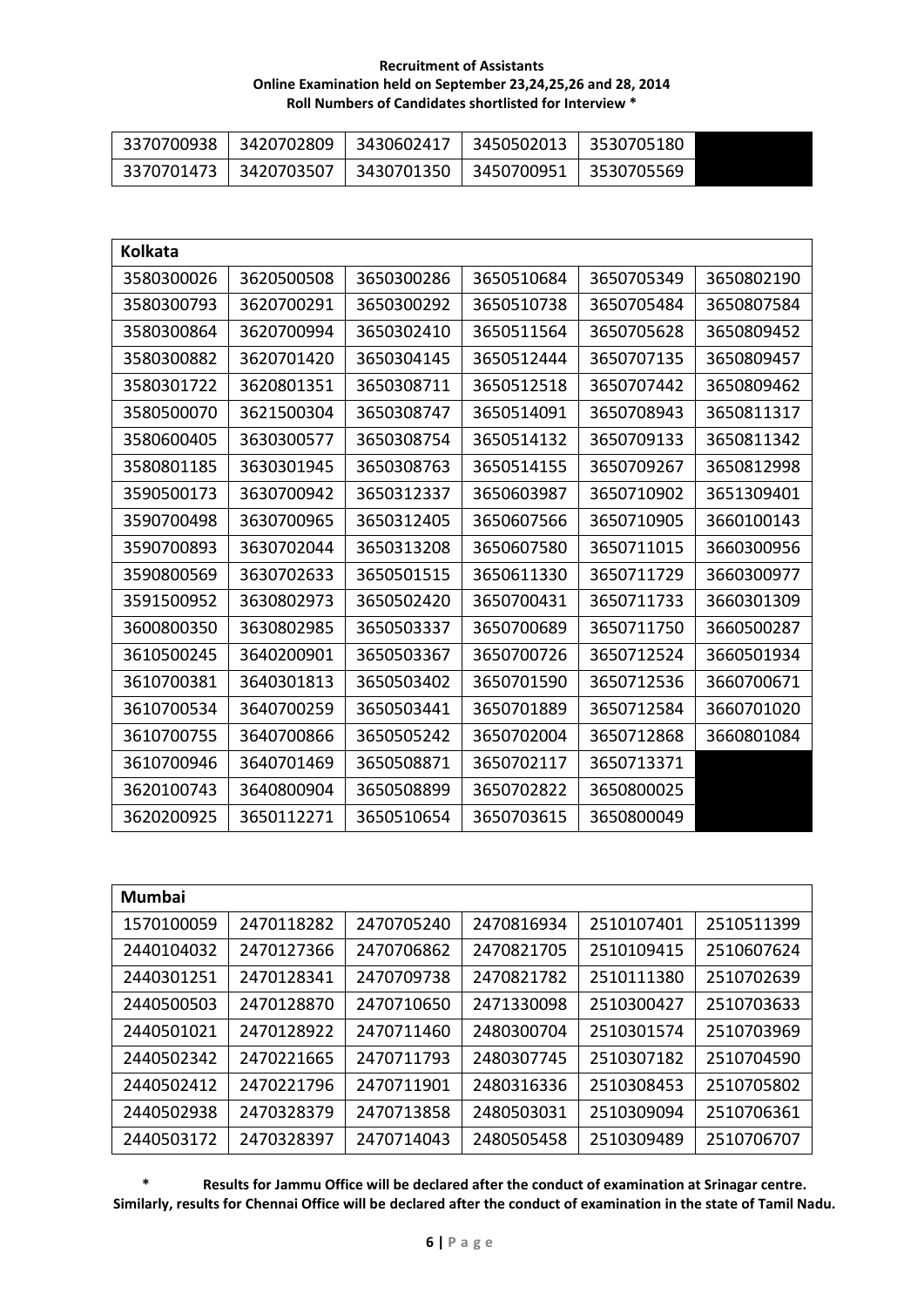| | | | | | |
|---|---|---|---|---|---|
| 3370700938 | 3420702809 | 3430602417 | 3450502013 | 3530705180 | |
| 3370701473 | 3420703507 | 3430701350 | 3450700951 | 3530705569 | |

| Kolkata | | | | | |
|---|---|---|---|---|---|
| 3580300026 | 3620500508 | 3650300286 | 3650510684 | 3650705349 | 3650802190 |
| 3580300793 | 3620700291 | 3650300292 | 3650510738 | 3650705484 | 3650807584 |
| 3580300864 | 3620700994 | 3650302410 | 3650511564 | 3650705628 | 3650809452 |
| 3580300882 | 3620701420 | 3650304145 | 3650512444 | 3650707135 | 3650809457 |
| 3580301722 | 3620801351 | 3650308711 | 3650512518 | 3650707442 | 3650809462 |
| 3580500070 | 3621500304 | 3650308747 | 3650514091 | 3650708943 | 3650811317 |
| 3580600405 | 3630300577 | 3650308754 | 3650514132 | 3650709133 | 3650811342 |
| 3580801185 | 3630301945 | 3650308763 | 3650514155 | 3650709267 | 3650812998 |
| 3590500173 | 3630700942 | 3650312337 | 3650603987 | 3650710902 | 3651309401 |
| 3590700498 | 3630700965 | 3650312405 | 3650607566 | 3650710905 | 3660100143 |
| 3590700893 | 3630702044 | 3650313208 | 3650607580 | 3650711015 | 3660300956 |
| 3590800569 | 3630702633 | 3650501515 | 3650611330 | 3650711729 | 3660300977 |
| 3591500952 | 3630802973 | 3650502420 | 3650700431 | 3650711733 | 3660301309 |
| 3600800350 | 3630802985 | 3650503337 | 3650700689 | 3650711750 | 3660500287 |
| 3610500245 | 3640200901 | 3650503367 | 3650700726 | 3650712524 | 3660501934 |
| 3610700381 | 3640301813 | 3650503402 | 3650701590 | 3650712536 | 3660700671 |
| 3610700534 | 3640700259 | 3650503441 | 3650701889 | 3650712584 | 3660701020 |
| 3610700755 | 3640700866 | 3650505242 | 3650702004 | 3650712868 | 3660801084 |
| 3610700946 | 3640701469 | 3650508871 | 3650702117 | 3650713371 | |
| 3620100743 | 3640800904 | 3650508899 | 3650702822 | 3650800025 | |
| 3620200925 | 3650112271 | 3650510654 | 3650703615 | 3650800049 | |

| Mumbai | | | | | |
|---|---|---|---|---|---|
| 1570100059 | 2470118282 | 2470705240 | 2470816934 | 2510107401 | 2510511399 |
| 2440104032 | 2470127366 | 2470706862 | 2470821705 | 2510109415 | 2510607624 |
| 2440301251 | 2470128341 | 2470709738 | 2470821782 | 2510111380 | 2510702639 |
| 2440500503 | 2470128870 | 2470710650 | 2471330098 | 2510300427 | 2510703633 |
| 2440501021 | 2470128922 | 2470711460 | 2480300704 | 2510301574 | 2510703969 |
| 2440502342 | 2470221665 | 2470711793 | 2480307745 | 2510307182 | 2510704590 |
| 2440502412 | 2470221796 | 2470711901 | 2480316336 | 2510308453 | 2510705802 |
| 2440502938 | 2470328379 | 2470713858 | 2480503031 | 2510309094 | 2510706361 |
| 2440503172 | 2470328397 | 2470714043 | 2480505458 | 2510309489 | 2510706707 |

**\* Results for Jammu Office will be declared after the conduct of examination at Srinagar centre. Similarly, results for Chennai Office will be declared after the conduct of examination in the state of Tamil Nadu.**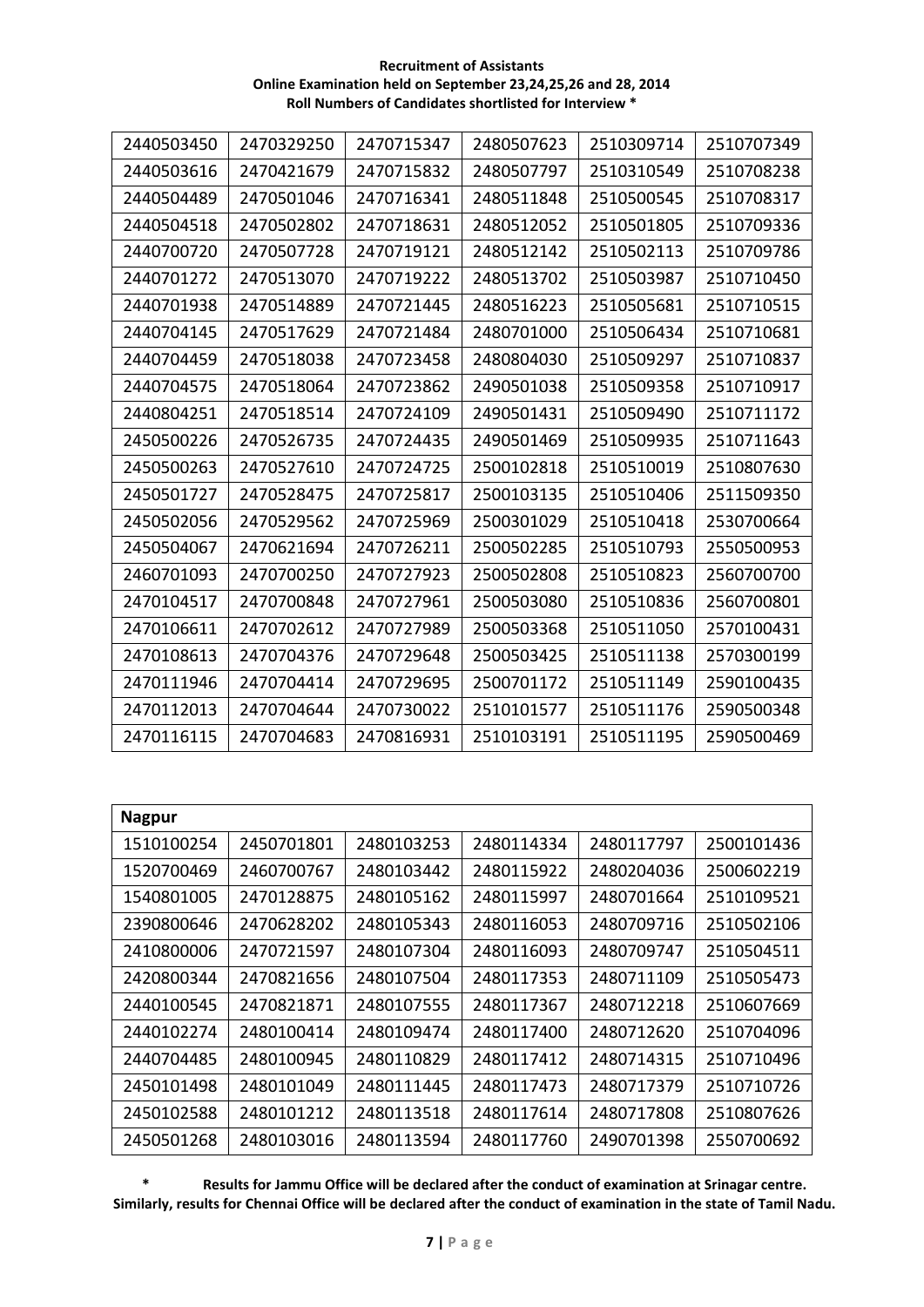**Recruitment of Assistants**
**Online Examination held on September 23,24,25,26 and 28, 2014**
**Roll Numbers of Candidates shortlisted for Interview ***

| | | | | | |
|---|---|---|---|---|---|
| 2440503450 | 2470329250 | 2470715347 | 2480507623 | 2510309714 | 2510707349 |
| 2440503616 | 2470421679 | 2470715832 | 2480507797 | 2510310549 | 2510708238 |
| 2440504489 | 2470501046 | 2470716341 | 2480511848 | 2510500545 | 2510708317 |
| 2440504518 | 2470502802 | 2470718631 | 2480512052 | 2510501805 | 2510709336 |
| 2440700720 | 2470507728 | 2470719121 | 2480512142 | 2510502113 | 2510709786 |
| 2440701272 | 2470513070 | 2470719222 | 2480513702 | 2510503987 | 2510710450 |
| 2440701938 | 2470514889 | 2470721445 | 2480516223 | 2510505681 | 2510710515 |
| 2440704145 | 2470517629 | 2470721484 | 2480701000 | 2510506434 | 2510710681 |
| 2440704459 | 2470518038 | 2470723458 | 2480804030 | 2510509297 | 2510710837 |
| 2440704575 | 2470518064 | 2470723862 | 2490501038 | 2510509358 | 2510710917 |
| 2440804251 | 2470518514 | 2470724109 | 2490501431 | 2510509490 | 2510711172 |
| 2450500226 | 2470526735 | 2470724435 | 2490501469 | 2510509935 | 2510711643 |
| 2450500263 | 2470527610 | 2470724725 | 2500102818 | 2510510019 | 2510807630 |
| 2450501727 | 2470528475 | 2470725817 | 2500103135 | 2510510406 | 2511509350 |
| 2450502056 | 2470529562 | 2470725969 | 2500301029 | 2510510418 | 2530700664 |
| 2450504067 | 2470621694 | 2470726211 | 2500502285 | 2510510793 | 2550500953 |
| 2460701093 | 2470700250 | 2470727923 | 2500502808 | 2510510823 | 2560700700 |
| 2470104517 | 2470700848 | 2470727961 | 2500503080 | 2510510836 | 2560700801 |
| 2470106611 | 2470702612 | 2470727989 | 2500503368 | 2510511050 | 2570100431 |
| 2470108613 | 2470704376 | 2470729648 | 2500503425 | 2510511138 | 2570300199 |
| 2470111946 | 2470704414 | 2470729695 | 2500701172 | 2510511149 | 2590100435 |
| 2470112013 | 2470704644 | 2470730022 | 2510101577 | 2510511176 | 2590500348 |
| 2470116115 | 2470704683 | 2470816931 | 2510103191 | 2510511195 | 2590500469 |

| **Nagpur** | | | | | |
|---|---|---|---|---|---|
| 1510100254 | 2450701801 | 2480103253 | 2480114334 | 2480117797 | 2500101436 |
| 1520700469 | 2460700767 | 2480103442 | 2480115922 | 2480204036 | 2500602219 |
| 1540801005 | 2470128875 | 2480105162 | 2480115997 | 2480701664 | 2510109521 |
| 2390800646 | 2470628202 | 2480105343 | 2480116053 | 2480709716 | 2510502106 |
| 2410800006 | 2470721597 | 2480107304 | 2480116093 | 2480709747 | 2510504511 |
| 2420800344 | 2470821656 | 2480107504 | 2480117353 | 2480711109 | 2510505473 |
| 2440100545 | 2470821871 | 2480107555 | 2480117367 | 2480712218 | 2510607669 |
| 2440102274 | 2480100414 | 2480109474 | 2480117400 | 2480712620 | 2510704096 |
| 2440704485 | 2480100945 | 2480110829 | 2480117412 | 2480714315 | 2510710496 |
| 2450101498 | 2480101049 | 2480111445 | 2480117473 | 2480717379 | 2510710726 |
| 2450102588 | 2480101212 | 2480113518 | 2480117614 | 2480717808 | 2510807626 |
| 2450501268 | 2480103016 | 2480113594 | 2480117760 | 2490701398 | 2550700692 |

**\* Results for Jammu Office will be declared after the conduct of examination at Srinagar centre. Similarly, results for Chennai Office will be declared after the conduct of examination in the state of Tamil Nadu.**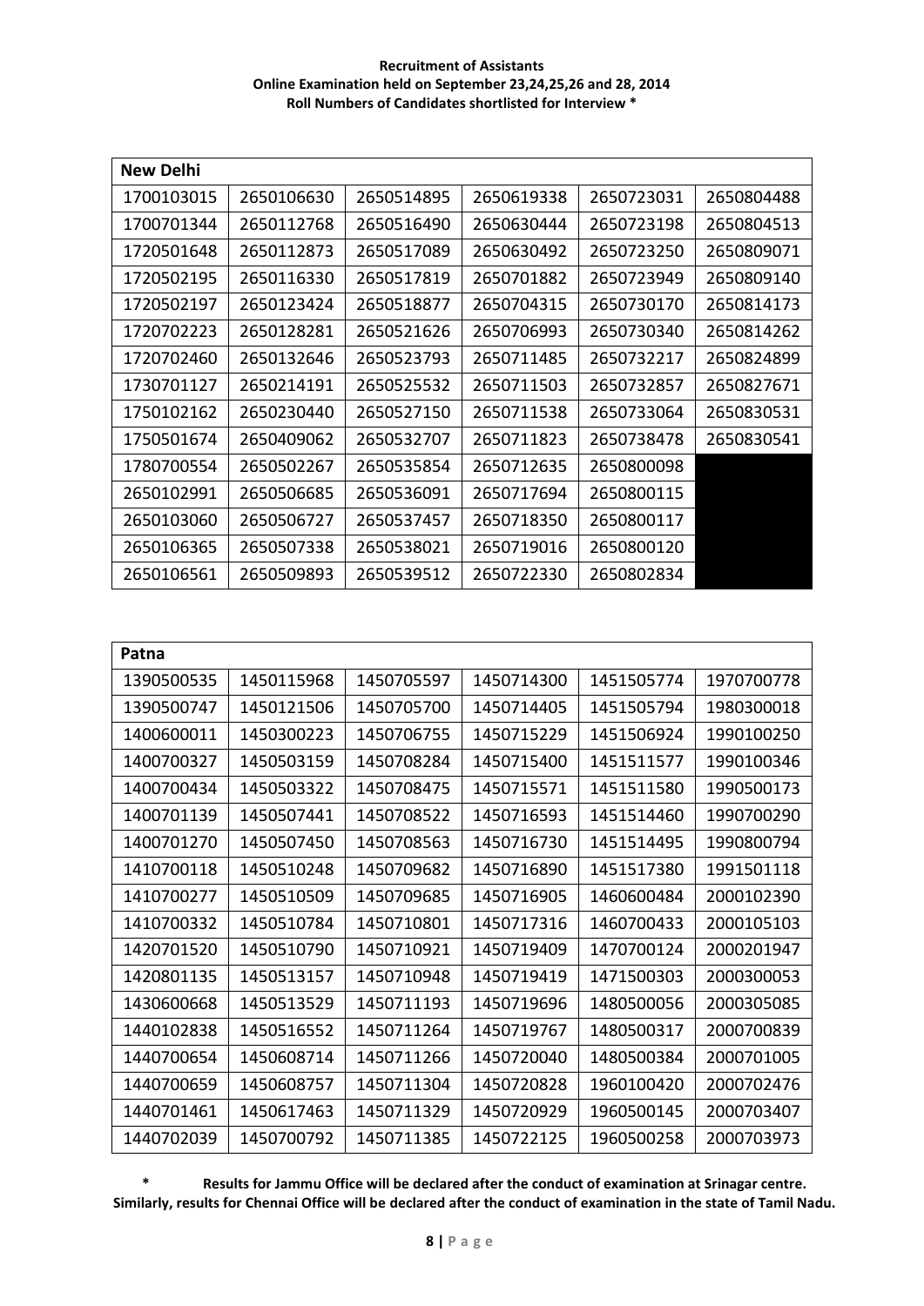**Recruitment of Assistants**
**Online Examination held on September 23,24,25,26 and 28, 2014**
**Roll Numbers of Candidates shortlisted for Interview ***

| **New Delhi** | | | | | |
|---|---|---|---|---|---|
| 1700103015 | 2650106630 | 2650514895 | 2650619338 | 2650723031 | 2650804488 |
| 1700701344 | 2650112768 | 2650516490 | 2650630444 | 2650723198 | 2650804513 |
| 1720501648 | 2650112873 | 2650517089 | 2650630492 | 2650723250 | 2650809071 |
| 1720502195 | 2650116330 | 2650517819 | 2650701882 | 2650723949 | 2650809140 |
| 1720502197 | 2650123424 | 2650518877 | 2650704315 | 2650730170 | 2650814173 |
| 1720702223 | 2650128281 | 2650521626 | 2650706993 | 2650730340 | 2650814262 |
| 1720702460 | 2650132646 | 2650523793 | 2650711485 | 2650732217 | 2650824899 |
| 1730701127 | 2650214191 | 2650525532 | 2650711503 | 2650732857 | 2650827671 |
| 1750102162 | 2650230440 | 2650527150 | 2650711538 | 2650733064 | 2650830531 |
| 1750501674 | 2650409062 | 2650532707 | 2650711823 | 2650738478 | 2650830541 |
| 1780700554 | 2650502267 | 2650535854 | 2650712635 | 2650800098 | |
| 2650102991 | 2650506685 | 2650536091 | 2650717694 | 2650800115 | |
| 2650103060 | 2650506727 | 2650537457 | 2650718350 | 2650800117 | |
| 2650106365 | 2650507338 | 2650538021 | 2650719016 | 2650800120 | |
| 2650106561 | 2650509893 | 2650539512 | 2650722330 | 2650802834 | |

| **Patna** | | | | | |
|---|---|---|---|---|---|
| 1390500535 | 1450115968 | 1450705597 | 1450714300 | 1451505774 | 1970700778 |
| 1390500747 | 1450121506 | 1450705700 | 1450714405 | 1451505794 | 1980300018 |
| 1400600011 | 1450300223 | 1450706755 | 1450715229 | 1451506924 | 1990100250 |
| 1400700327 | 1450503159 | 1450708284 | 1450715400 | 1451511577 | 1990100346 |
| 1400700434 | 1450503322 | 1450708475 | 1450715571 | 1451511580 | 1990500173 |
| 1400701139 | 1450507441 | 1450708522 | 1450716593 | 1451514460 | 1990700290 |
| 1400701270 | 1450507450 | 1450708563 | 1450716730 | 1451514495 | 1990800794 |
| 1410700118 | 1450510248 | 1450709682 | 1450716890 | 1451517380 | 1991501118 |
| 1410700277 | 1450510509 | 1450709685 | 1450716905 | 1460600484 | 2000102390 |
| 1410700332 | 1450510784 | 1450710801 | 1450717316 | 1460700433 | 2000105103 |
| 1420701520 | 1450510790 | 1450710921 | 1450719409 | 1470700124 | 2000201947 |
| 1420801135 | 1450513157 | 1450710948 | 1450719419 | 1471500303 | 2000300053 |
| 1430600668 | 1450513529 | 1450711193 | 1450719696 | 1480500056 | 2000305085 |
| 1440102838 | 1450516552 | 1450711264 | 1450719767 | 1480500317 | 2000700839 |
| 1440700654 | 1450608714 | 1450711266 | 1450720040 | 1480500384 | 2000701005 |
| 1440700659 | 1450608757 | 1450711304 | 1450720828 | 1960100420 | 2000702476 |
| 1440701461 | 1450617463 | 1450711329 | 1450720929 | 1960500145 | 2000703407 |
| 1440702039 | 1450700792 | 1450711385 | 1450722125 | 1960500258 | 2000703973 |

**\* Results for Jammu Office will be declared after the conduct of examination at Srinagar centre. Similarly, results for Chennai Office will be declared after the conduct of examination in the state of Tamil Nadu.**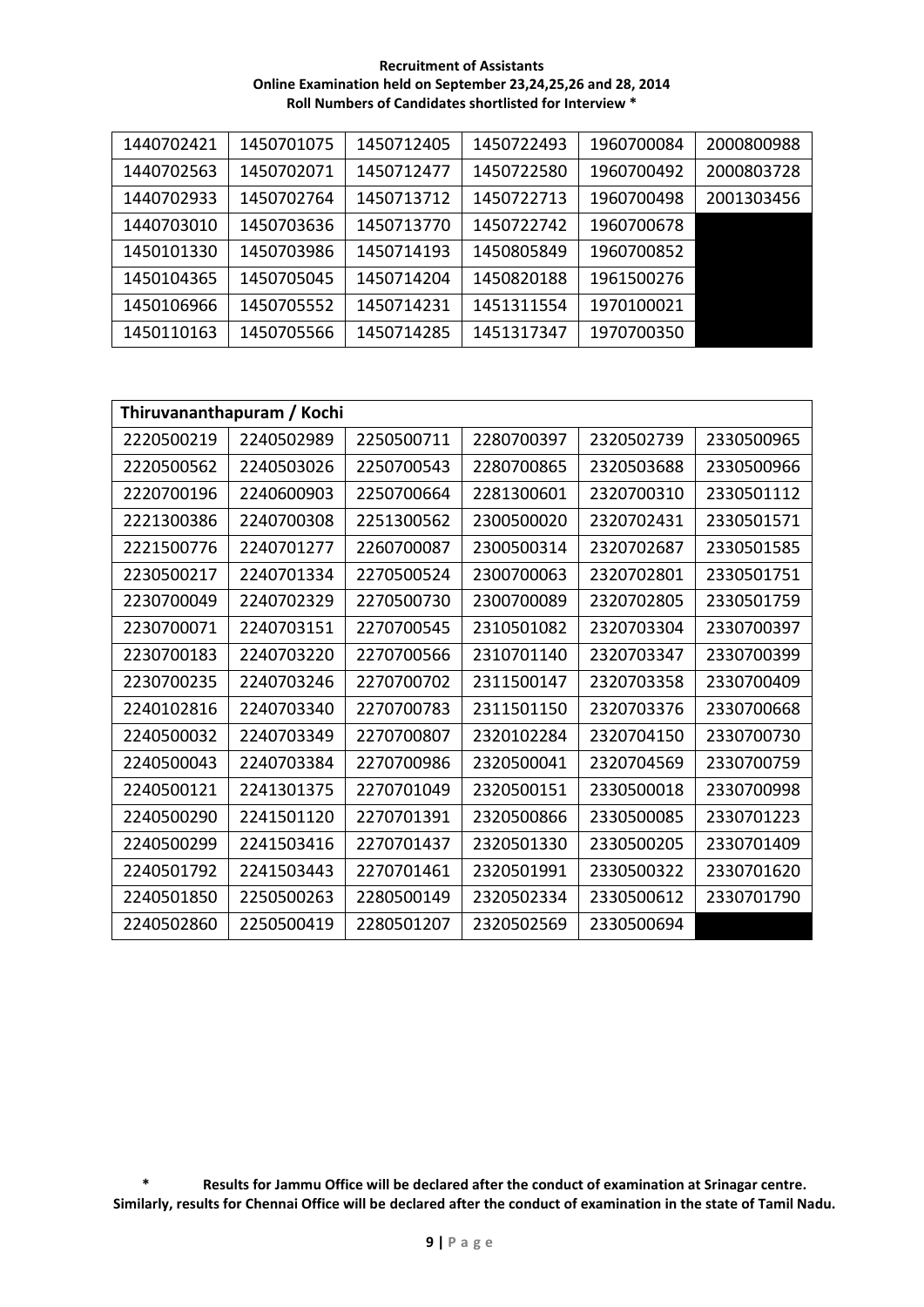**Recruitment of Assistants**
**Online Examination held on September 23,24,25,26 and 28, 2014**
**Roll Numbers of Candidates shortlisted for Interview \***

| | | | | | |
|---|---|---|---|---|---|
| 1440702421 | 1450701075 | 1450712405 | 1450722493 | 1960700084 | 2000800988 |
| 1440702563 | 1450702071 | 1450712477 | 1450722580 | 1960700492 | 2000803728 |
| 1440702933 | 1450702764 | 1450713712 | 1450722713 | 1960700498 | 2001303456 |
| 1440703010 | 1450703636 | 1450713770 | 1450722742 | 1960700678 | |
| 1450101330 | 1450703986 | 1450714193 | 1450805849 | 1960700852 | |
| 1450104365 | 1450705045 | 1450714204 | 1450820188 | 1961500276 | |
| 1450106966 | 1450705552 | 1450714231 | 1451311554 | 1970100021 | |
| 1450110163 | 1450705566 | 1450714285 | 1451317347 | 1970700350 | |

**Thiruvananthapuram / Kochi**

| | | | | | |
|---|---|---|---|---|---|
| 2220500219 | 2240502989 | 2250500711 | 2280700397 | 2320502739 | 2330500965 |
| 2220500562 | 2240503026 | 2250700543 | 2280700865 | 2320503688 | 2330500966 |
| 2220700196 | 2240600903 | 2250700664 | 2281300601 | 2320700310 | 2330501112 |
| 2221300386 | 2240700308 | 2251300562 | 2300500020 | 2320702431 | 2330501571 |
| 2221500776 | 2240701277 | 2260700087 | 2300500314 | 2320702687 | 2330501585 |
| 2230500217 | 2240701334 | 2270500524 | 2300700063 | 2320702801 | 2330501751 |
| 2230700049 | 2240702329 | 2270500730 | 2300700089 | 2320702805 | 2330501759 |
| 2230700071 | 2240703151 | 2270700545 | 2310501082 | 2320703304 | 2330700397 |
| 2230700183 | 2240703220 | 2270700566 | 2310701140 | 2320703347 | 2330700399 |
| 2230700235 | 2240703246 | 2270700702 | 2311500147 | 2320703358 | 2330700409 |
| 2240102816 | 2240703340 | 2270700783 | 2311501150 | 2320703376 | 2330700668 |
| 2240500032 | 2240703349 | 2270700807 | 2320102284 | 2320704150 | 2330700730 |
| 2240500043 | 2240703384 | 2270700986 | 2320500041 | 2320704569 | 2330700759 |
| 2240500121 | 2241301375 | 2270701049 | 2320500151 | 2330500018 | 2330700998 |
| 2240500290 | 2241501120 | 2270701391 | 2320500866 | 2330500085 | 2330701223 |
| 2240500299 | 2241503416 | 2270701437 | 2320501330 | 2330500205 | 2330701409 |
| 2240501792 | 2241503443 | 2270701461 | 2320501991 | 2330500322 | 2330701620 |
| 2240501850 | 2250500263 | 2280500149 | 2320502334 | 2330500612 | 2330701790 |
| 2240502860 | 2250500419 | 2280501207 | 2320502569 | 2330500694 | |

**\* Results for Jammu Office will be declared after the conduct of examination at Srinagar centre. Similarly, results for Chennai Office will be declared after the conduct of examination in the state of Tamil Nadu.**